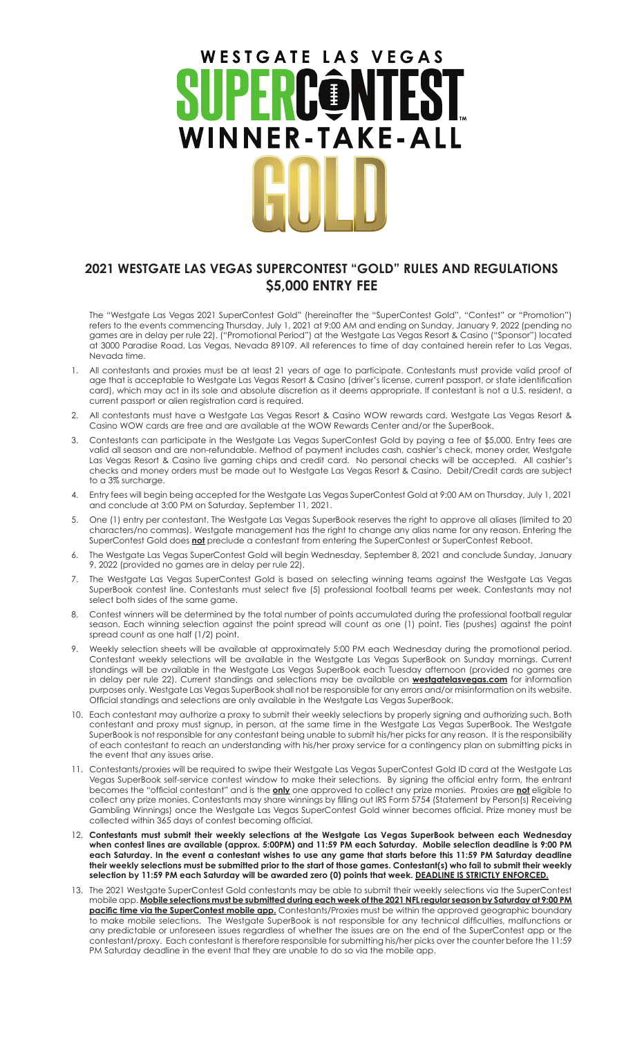# WESTGATE LAS VEGAS SUPERCONTEST WINNER-TAKE-ALL GOLD

## 2021 WESTGATE LAS VEGAS SUPERCONTEST "GOLD" RULES AND REGULATIONS
## $5,000 ENTRY FEE

The "Westgate Las Vegas 2021 SuperContest Gold" (hereinafter the "SuperContest Gold", "Contest" or "Promotion") refers to the events commencing Thursday, July 1, 2021 at 9:00 AM and ending on Sunday, January 9, 2022 (pending no games are in delay per rule 22). ("Promotional Period") at the Westgate Las Vegas Resort & Casino ("Sponsor") located at 3000 Paradise Road, Las Vegas, Nevada 89109. All references to time of day contained herein refer to Las Vegas, Nevada time.

1. All contestants and proxies must be at least 21 years of age to participate. Contestants must provide valid proof of age that is acceptable to Westgate Las Vegas Resort & Casino (driver's license, current passport, or state identification card), which may act in its sole and absolute discretion as it deems appropriate. If contestant is not a U.S. resident, a current passport or alien registration card is required.
2. All contestants must have a Westgate Las Vegas Resort & Casino WOW rewards card. Westgate Las Vegas Resort & Casino WOW cards are free and are available at the WOW Rewards Center and/or the SuperBook.
3. Contestants can participate in the Westgate Las Vegas SuperContest Gold by paying a fee of $5,000. Entry fees are valid all season and are non-refundable. Method of payment includes cash, cashier's check, money order, Westgate Las Vegas Resort & Casino live gaming chips and credit card. No personal checks will be accepted. All cashier's checks and money orders must be made out to Westgate Las Vegas Resort & Casino. Debit/Credit cards are subject to a 3% surcharge.
4. Entry fees will begin being accepted for the Westgate Las Vegas SuperContest Gold at 9:00 AM on Thursday, July 1, 2021 and conclude at 3:00 PM on Saturday, September 11, 2021.
5. One (1) entry per contestant. The Westgate Las Vegas SuperBook reserves the right to approve all aliases (limited to 20 characters/no commas). Westgate management has the right to change any alias name for any reason. Entering the SuperContest Gold does **not** preclude a contestant from entering the SuperContest or SuperContest Reboot.
6. The Westgate Las Vegas SuperContest Gold will begin Wednesday, September 8, 2021 and conclude Sunday, January 9, 2022 (provided no games are in delay per rule 22).
7. The Westgate Las Vegas SuperContest Gold is based on selecting winning teams against the Westgate Las Vegas SuperBook contest line. Contestants must select five (5) professional football teams per week. Contestants may not select both sides of the same game.
8. Contest winners will be determined by the total number of points accumulated during the professional football regular season. Each winning selection against the point spread will count as one (1) point. Ties (pushes) against the point spread count as one half (1/2) point.
9. Weekly selection sheets will be available at approximately 5:00 PM each Wednesday during the promotional period. Contestant weekly selections will be available in the Westgate Las Vegas SuperBook on Sunday mornings. Current standings will be available in the Westgate Las Vegas SuperBook each Tuesday afternoon (provided no games are in delay per rule 22). Current standings and selections may be available on **westgatelasvegas.com** for information purposes only. Westgate Las Vegas SuperBook shall not be responsible for any errors and/or misinformation on its website. Official standings and selections are only available in the Westgate Las Vegas SuperBook.
10. Each contestant may authorize a proxy to submit their weekly selections by properly signing and authorizing such. Both contestant and proxy must signup, in person, at the same time in the Westgate Las Vegas SuperBook. The Westgate SuperBook is not responsible for any contestant being unable to submit his/her picks for any reason. It is the responsibility of each contestant to reach an understanding with his/her proxy service for a contingency plan on submitting picks in the event that any issues arise.
11. Contestants/proxies will be required to swipe their Westgate Las Vegas SuperContest Gold ID card at the Westgate Las Vegas SuperBook self-service contest window to make their selections. By signing the official entry form, the entrant becomes the "official contestant" and is the **only** one approved to collect any prize monies. Proxies are **not** eligible to collect any prize monies. Contestants may share winnings by filling out IRS Form 5754 (Statement by Person(s) Receiving Gambling Winnings) once the Westgate Las Vegas SuperContest Gold winner becomes official. Prize money must be collected within 365 days of contest becoming official.
12. **Contestants must submit their weekly selections at the Westgate Las Vegas SuperBook between each Wednesday when contest lines are available (approx. 5:00PM) and 11:59 PM each Saturday. Mobile selection deadline is 9:00 PM each Saturday. In the event a contestant wishes to use any game that starts before this 11:59 PM Saturday deadline their weekly selections must be submitted prior to the start of those games. Contestant(s) who fail to submit their weekly selection by 11:59 PM each Saturday will be awarded zero (0) points that week. DEADLINE IS STRICTLY ENFORCED.**
13. The 2021 Westgate SuperContest Gold contestants may be able to submit their weekly selections via the SuperContest mobile app. **Mobile selections must be submitted during each week of the 2021 NFL regular season by Saturday at 9:00 PM pacific time via the SuperContest mobile app.** Contestants/Proxies must be within the approved geographic boundary to make mobile selections. The Westgate SuperBook is not responsible for any technical difficulties, malfunctions or any predictable or unforeseen issues regardless of whether the issues are on the end of the SuperContest app or the contestant/proxy. Each contestant is therefore responsible for submitting his/her picks over the counter before the 11:59 PM Saturday deadline in the event that they are unable to do so via the mobile app.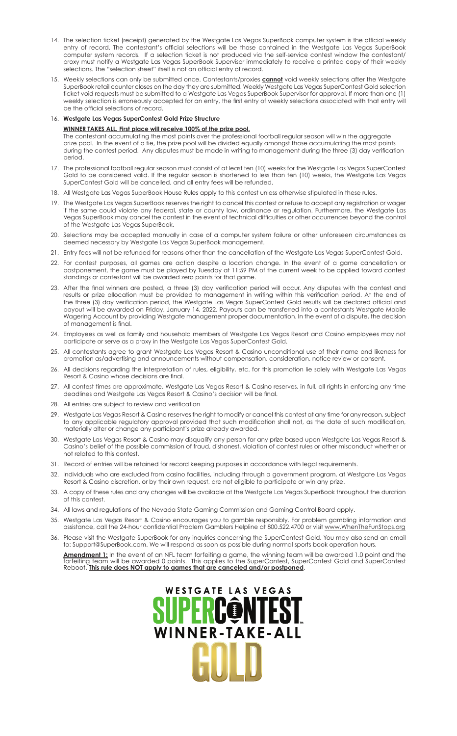14. The selection ticket (receipt) generated by the Westgate Las Vegas SuperBook computer system is the official weekly entry of record. The contestant's official selections will be those contained in the Westgate Las Vegas SuperBook computer system records. If a selection ticket is not produced via the self-service contest window the contestant/ proxy must notify a Westgate Las Vegas SuperBook Supervisor immediately to receive a printed copy of their weekly selections. The "selection sheet" itself is not an official entry of record.

15. Weekly selections can only be submitted once. Contestants/proxies **cannot** void weekly selections after the Westgate SuperBook retail counter closes on the day they are submitted. Weekly Westgate Las Vegas SuperContest Gold selection ticket void requests must be submitted to a Westgate Las Vegas SuperBook Supervisor for approval. If more than one (1) weekly selection is erroneously accepted for an entry, the first entry of weekly selections associated with that entry will be the official selections of record.

16. **Westgate Las Vegas SuperContest Gold Prize Structure**

    **WINNER TAKES ALL. First place will receive 100% of the prize pool.**
    The contestant accumulating the most points over the professional football regular season will win the aggregate prize pool. In the event of a tie, the prize pool will be divided equally amongst those accumulating the most points during the contest period. Any disputes must be made in writing to management during the three (3) day verification period.

17. The professional football regular season must consist of at least ten (10) weeks for the Westgate Las Vegas SuperContest Gold to be considered valid. If the regular season is shortened to less than ten (10) weeks, the Westgate Las Vegas SuperContest Gold will be cancelled, and all entry fees will be refunded.

18. All Westgate Las Vegas SuperBook House Rules apply to this contest unless otherwise stipulated in these rules.

19. The Westgate Las Vegas SuperBook reserves the right to cancel this contest or refuse to accept any registration or wager if the same could violate any federal, state or county law, ordinance or regulation. Furthermore, the Westgate Las Vegas SuperBook may cancel the contest in the event of technical difficulties or other occurrences beyond the control of the Westgate Las Vegas SuperBook.

20. Selections may be accepted manually in case of a computer system failure or other unforeseen circumstances as deemed necessary by Westgate Las Vegas SuperBook management.

21. Entry fees will not be refunded for reasons other than the cancellation of the Westgate Las Vegas SuperContest Gold.

22. For contest purposes, all games are action despite a location change. In the event of a game cancellation or postponement, the game must be played by Tuesday at 11:59 PM of the current week to be applied toward contest standings or contestant will be awarded zero points for that game.

23. After the final winners are posted, a three (3) day verification period will occur. Any disputes with the contest and results or prize allocation must be provided to management in writing within this verification period. At the end of the three (3) day verification period, the Westgate Las Vegas SuperContest Gold results will be declared official and payout will be awarded on Friday, January 14, 2022. Payouts can be transferred into a contestants Westgate Mobile Wagering Account by providing Westgate management proper documentation. In the event of a dispute, the decision of management is final.

24. Employees as well as family and household members of Westgate Las Vegas Resort and Casino employees may not participate or serve as a proxy in the Westgate Las Vegas SuperContest Gold.

25. All contestants agree to grant Westgate Las Vegas Resort & Casino unconditional use of their name and likeness for promotion as/advertising and announcements without compensation, consideration, notice review or consent.

26. All decisions regarding the interpretation of rules, eligibility, etc. for this promotion lie solely with Westgate Las Vegas Resort & Casino whose decisions are final.

27. All contest times are approximate. Westgate Las Vegas Resort & Casino reserves, in full, all rights in enforcing any time deadlines and Westgate Las Vegas Resort & Casino's decision will be final.

28. All entries are subject to review and verification

29. Westgate Las Vegas Resort & Casino reserves the right to modify or cancel this contest at any time for any reason, subject to any applicable regulatory approval provided that such modification shall not, as the date of such modification, materially alter or change any participant's prize already awarded.

30. Westgate Las Vegas Resort & Casino may disqualify any person for any prize based upon Westgate Las Vegas Resort & Casino's belief of the possible commission of fraud, dishonest, violation of contest rules or other misconduct whether or not related to this contest.

31. Record of entries will be retained for record keeping purposes in accordance with legal requirements.

32. Individuals who are excluded from casino facilities, including through a government program, at Westgate Las Vegas Resort & Casino discretion, or by their own request, are not eligible to participate or win any prize.

33. A copy of these rules and any changes will be available at the Westgate Las Vegas SuperBook throughout the duration of this contest.

34. All laws and regulations of the Nevada State Gaming Commission and Gaming Control Board apply.

35. Westgate Las Vegas Resort & Casino encourages you to gamble responsibly. For problem gambling information and assistance, call the 24-hour confidential Problem Gamblers Helpline at 800.522.4700 or visit www.WhenTheFunStops.org

36. Please visit the Westgate SuperBook for any inquiries concerning the SuperContest Gold. You may also send an email to: Support@SuperBook.com. We will respond as soon as possible during normal sports book operation hours.

**Amendment 1:** In the event of an NFL team forfeiting a game, the winning team will be awarded 1.0 point and the forfeiting team will be awarded 0 points. This applies to the SuperContest, SuperContest Gold and SuperContest Reboot. **This rule does NOT apply to games that are canceled and/or postponed**.

WESTGATE LAS VEGAS
SUPERCONTEST
WINNER-TAKE-ALL
GOLD